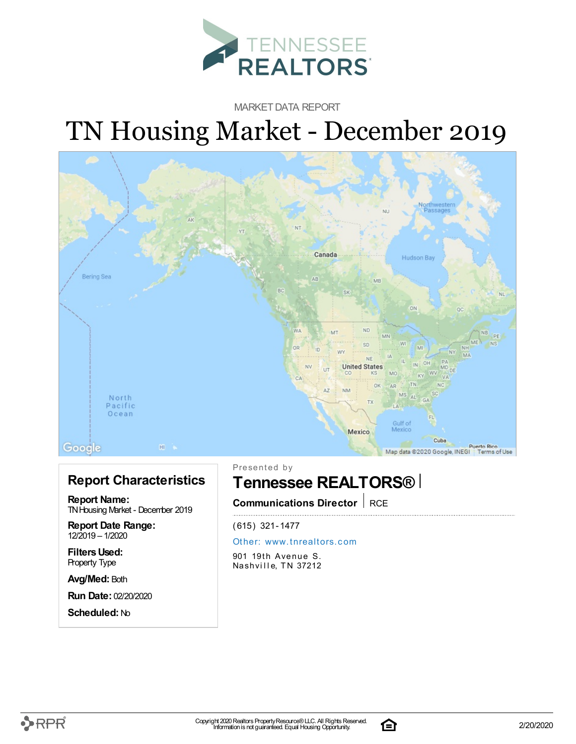TENNESSEE REALTORS

MARKET DATA REPORT

# TN Housing Market - December 2019

## Report Characteristics

**Report Name:**
TN Housing Market - December 2019

**Report Date Range:**
12/2019 – 1/2020

**Filters Used:**
Property Type

**Avg/Med:** Both

**Run Date:** 02/20/2020

**Scheduled:** No

Presented by

## Tennessee REALTORS®

**Communications Director** | RCE

(615) 321-1477

Other: www.tnrealtors.com

901 19th Avenue S.
Nashville, TN 37212

Copyright 2020 Realtors Property Resource® LLC. All Rights Reserved.
Information is not guaranteed. Equal Housing Opportunity.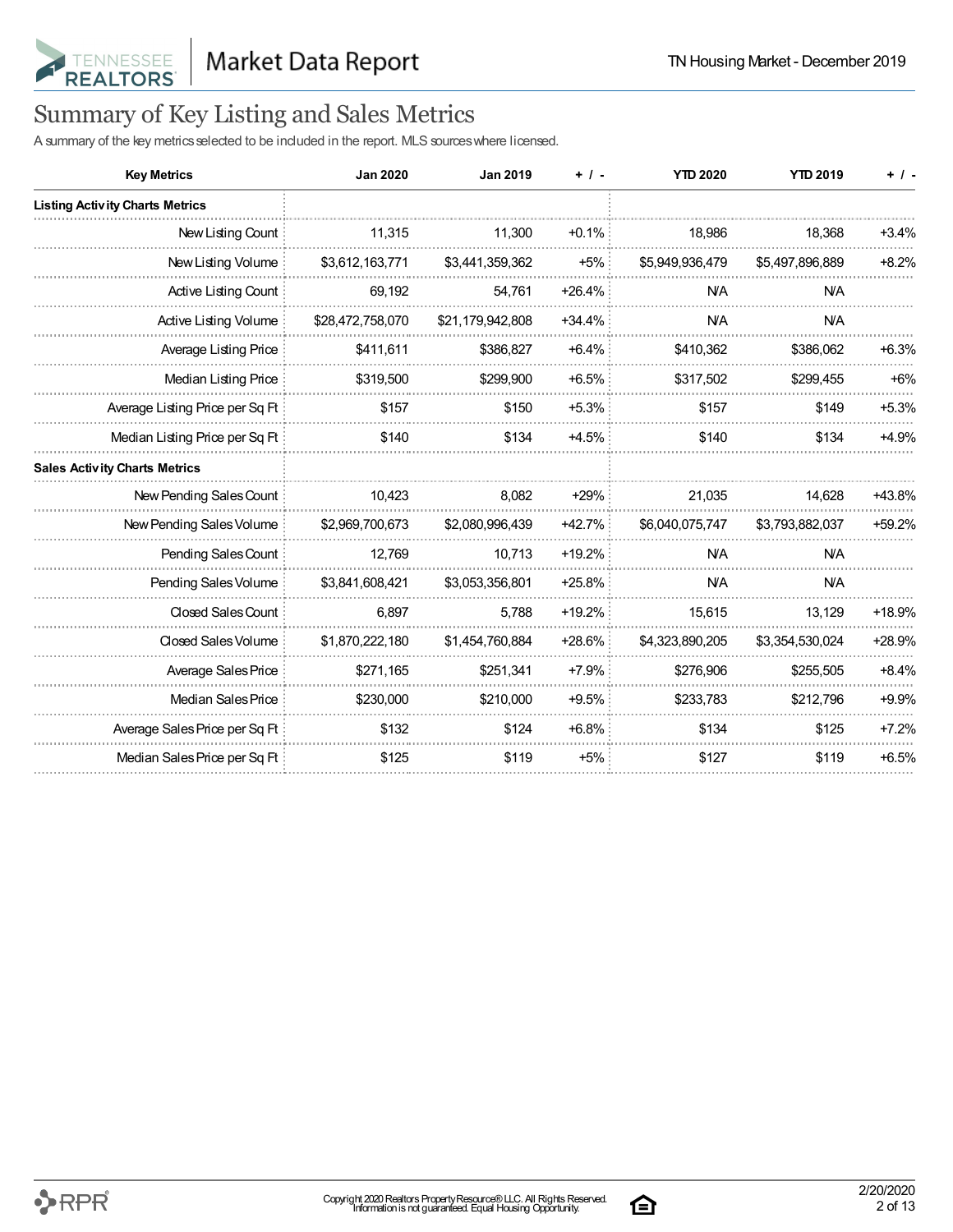# Summary of Key Listing and Sales Metrics

A summary of the key metrics selected to be included in the report. MLS sources where licensed.

| Key Metrics | Jan 2020 | Jan 2019 | + / - | YTD 2020 | YTD 2019 | + / - |
|---|---|---|---|---|---|---|
| **Listing Activity Charts Metrics** | | | | | | |
| New Listing Count | 11,315 | 11,300 | +0.1% | 18,986 | 18,368 | +3.4% |
| New Listing Volume | $3,612,163,771 | $3,441,359,362 | +5% | $5,949,936,479 | $5,497,896,889 | +8.2% |
| Active Listing Count | 69,192 | 54,761 | +26.4% | N/A | N/A | |
| Active Listing Volume | $28,472,758,070 | $21,179,942,808 | +34.4% | N/A | N/A | |
| Average Listing Price | $411,611 | $386,827 | +6.4% | $410,362 | $386,062 | +6.3% |
| Median Listing Price | $319,500 | $299,900 | +6.5% | $317,502 | $299,455 | +6% |
| Average Listing Price per Sq Ft | $157 | $150 | +5.3% | $157 | $149 | +5.3% |
| Median Listing Price per Sq Ft | $140 | $134 | +4.5% | $140 | $134 | +4.9% |
| **Sales Activity Charts Metrics** | | | | | | |
| New Pending Sales Count | 10,423 | 8,082 | +29% | 21,035 | 14,628 | +43.8% |
| New Pending Sales Volume | $2,969,700,673 | $2,080,996,439 | +42.7% | $6,040,075,747 | $3,793,882,037 | +59.2% |
| Pending Sales Count | 12,769 | 10,713 | +19.2% | N/A | N/A | |
| Pending Sales Volume | $3,841,608,421 | $3,053,356,801 | +25.8% | N/A | N/A | |
| Closed Sales Count | 6,897 | 5,788 | +19.2% | 15,615 | 13,129 | +18.9% |
| Closed Sales Volume | $1,870,222,180 | $1,454,760,884 | +28.6% | $4,323,890,205 | $3,354,530,024 | +28.9% |
| Average Sales Price | $271,165 | $251,341 | +7.9% | $276,906 | $255,505 | +8.4% |
| Median Sales Price | $230,000 | $210,000 | +9.5% | $233,783 | $212,796 | +9.9% |
| Average Sales Price per Sq Ft | $132 | $124 | +6.8% | $134 | $125 | +7.2% |
| Median Sales Price per Sq Ft | $125 | $119 | +5% | $127 | $119 | +6.5% |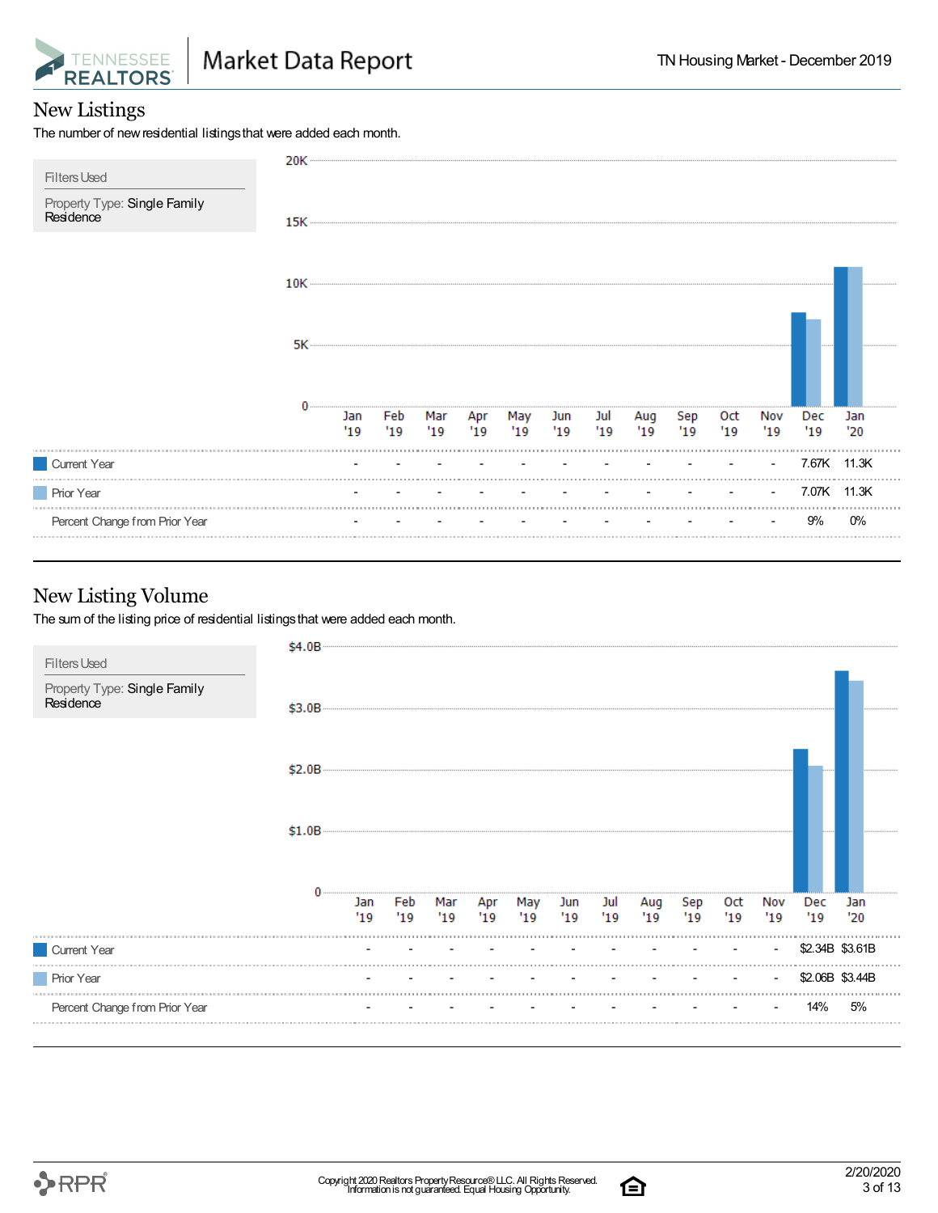## New Listings

The number of new residential listings that were added each month.

Filters Used

Property Type: Single Family Residence

| | Jan '19 | Feb '19 | Mar '19 | Apr '19 | May '19 | Jun '19 | Jul '19 | Aug '19 | Sep '19 | Oct '19 | Nov '19 | Dec '19 | Jan '20 |
|---|---|---|---|---|---|---|---|---|---|---|---|---|---|
| Current Year | - | - | - | - | - | - | - | - | - | - | - | 7.67K | 11.3K |
| Prior Year | - | - | - | - | - | - | - | - | - | - | - | 7.07K | 11.3K |
| Percent Change from Prior Year | - | - | - | - | - | - | - | - | - | - | - | 9% | 0% |

## New Listing Volume

The sum of the listing price of residential listings that were added each month.

Filters Used

Property Type: Single Family Residence

| | Jan '19 | Feb '19 | Mar '19 | Apr '19 | May '19 | Jun '19 | Jul '19 | Aug '19 | Sep '19 | Oct '19 | Nov '19 | Dec '19 | Jan '20 |
|---|---|---|---|---|---|---|---|---|---|---|---|---|---|
| Current Year | - | - | - | - | - | - | - | - | - | - | - | $2.34B | $3.61B |
| Prior Year | - | - | - | - | - | - | - | - | - | - | - | $2.06B | $3.44B |
| Percent Change from Prior Year | - | - | - | - | - | - | - | - | - | - | - | 14% | 5% |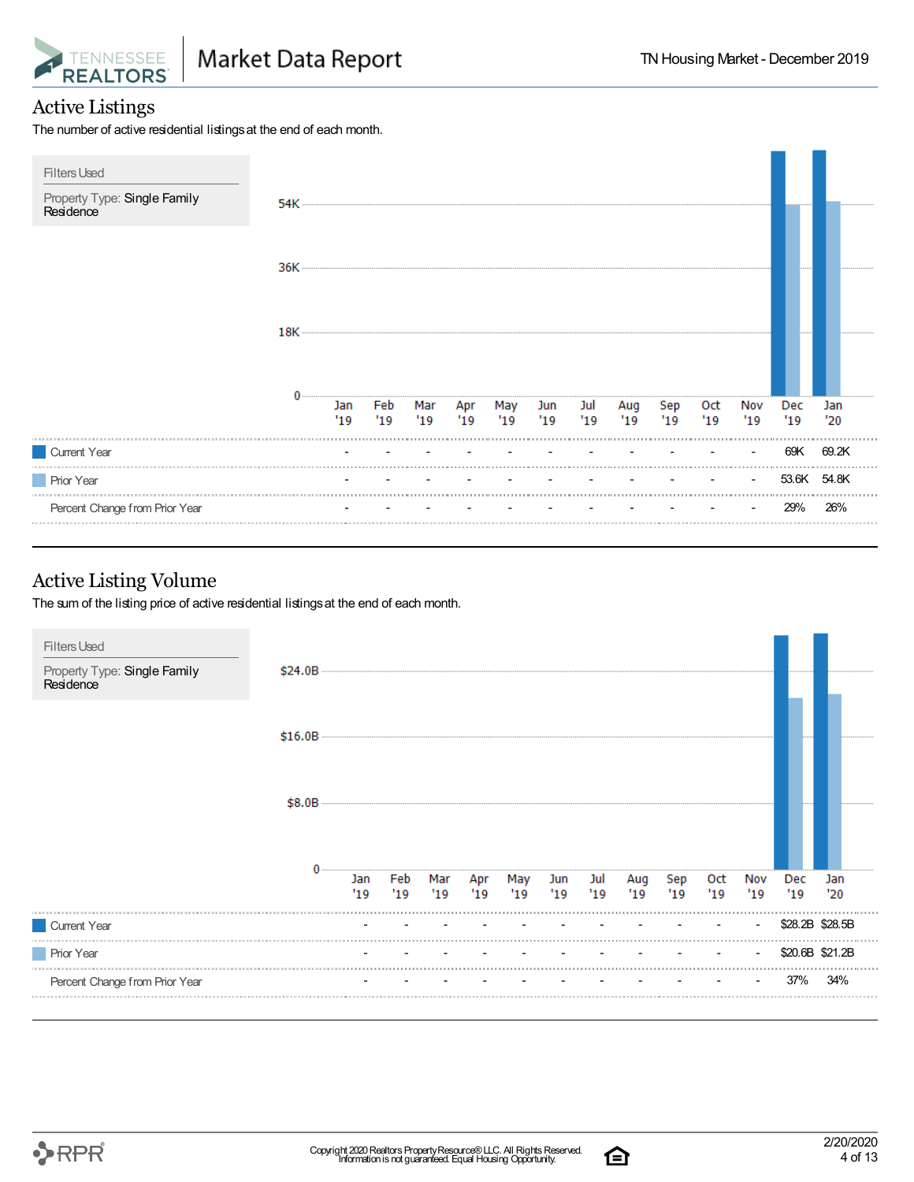# Active Listings

The number of active residential listings at the end of each month.

**Filters Used**

Property Type: Single Family Residence

| | Jan '19 | Feb '19 | Mar '19 | Apr '19 | May '19 | Jun '19 | Jul '19 | Aug '19 | Sep '19 | Oct '19 | Nov '19 | Dec '19 | Jan '20 |
|---|---|---|---|---|---|---|---|---|---|---|---|---|---|
| Current Year | - | - | - | - | - | - | - | - | - | - | - | 69K | 69.2K |
| Prior Year | - | - | - | - | - | - | - | - | - | - | - | 53.6K | 54.8K |
| Percent Change from Prior Year | - | - | - | - | - | - | - | - | - | - | - | 29% | 26% |

# Active Listing Volume

The sum of the listing price of active residential listings at the end of each month.

**Filters Used**

Property Type: Single Family Residence

| | Jan '19 | Feb '19 | Mar '19 | Apr '19 | May '19 | Jun '19 | Jul '19 | Aug '19 | Sep '19 | Oct '19 | Nov '19 | Dec '19 | Jan '20 |
|---|---|---|---|---|---|---|---|---|---|---|---|---|---|
| Current Year | - | - | - | - | - | - | - | - | - | - | - | $28.2B | $28.5B |
| Prior Year | - | - | - | - | - | - | - | - | - | - | - | $20.6B | $21.2B |
| Percent Change from Prior Year | - | - | - | - | - | - | - | - | - | - | - | 37% | 34% |

Copyright 2020 Realtors Property Resource® LLC. All Rights Reserved. Information is not guaranteed. Equal Housing Opportunity.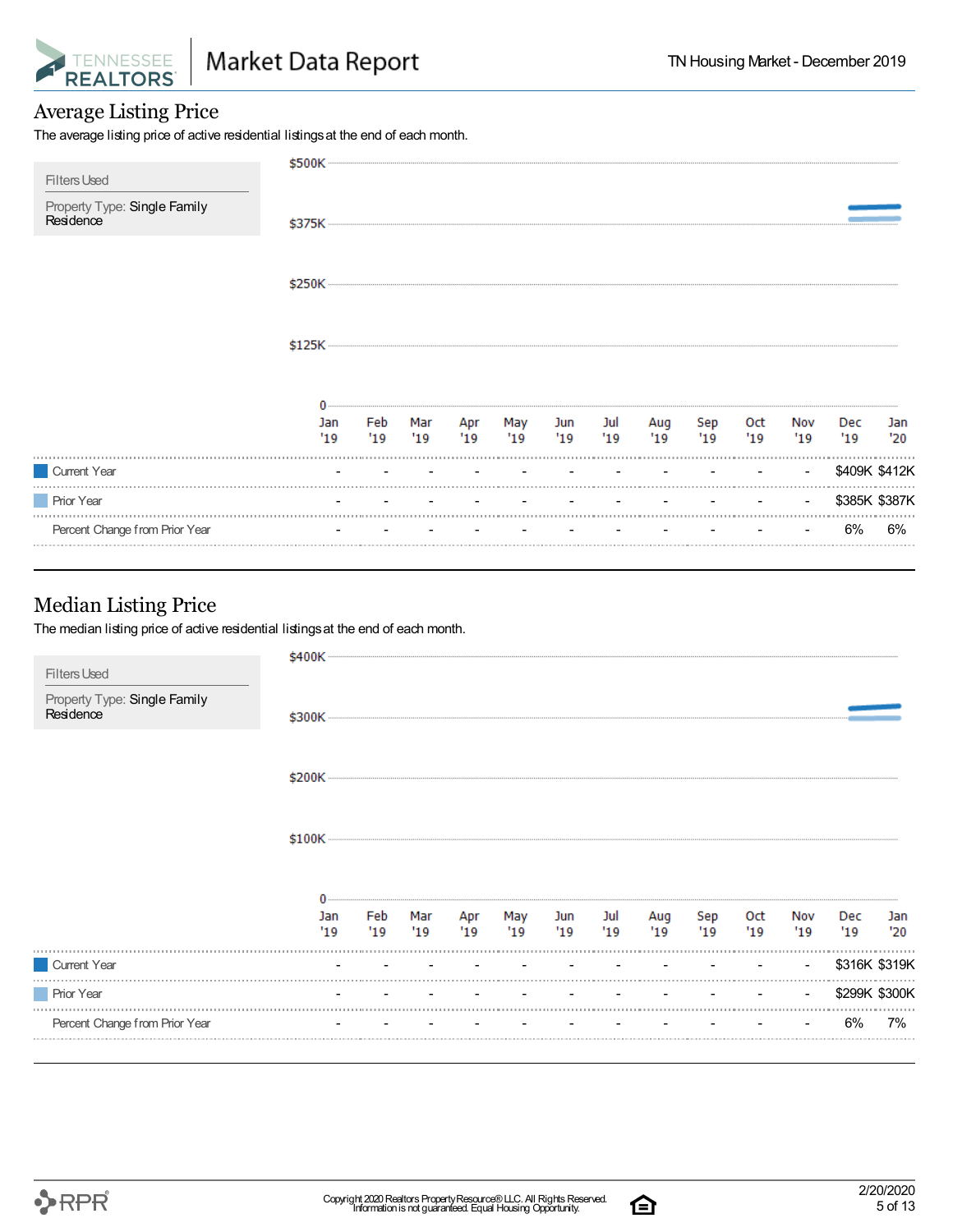## Average Listing Price

The average listing price of active residential listings at the end of each month.

**Filters Used**

Property Type: Single Family Residence

| | Jan '19 | Feb '19 | Mar '19 | Apr '19 | May '19 | Jun '19 | Jul '19 | Aug '19 | Sep '19 | Oct '19 | Nov '19 | Dec '19 | Jan '20 |
|---|---|---|---|---|---|---|---|---|---|---|---|---|---|
| Current Year | - | - | - | - | - | - | - | - | - | - | - | $409K | $412K |
| Prior Year | - | - | - | - | - | - | - | - | - | - | - | $385K | $387K |
| Percent Change from Prior Year | - | - | - | - | - | - | - | - | - | - | - | 6% | 6% |

## Median Listing Price

The median listing price of active residential listings at the end of each month.

**Filters Used**

Property Type: Single Family Residence

| | Jan '19 | Feb '19 | Mar '19 | Apr '19 | May '19 | Jun '19 | Jul '19 | Aug '19 | Sep '19 | Oct '19 | Nov '19 | Dec '19 | Jan '20 |
|---|---|---|---|---|---|---|---|---|---|---|---|---|---|
| Current Year | - | - | - | - | - | - | - | - | - | - | - | $316K | $319K |
| Prior Year | - | - | - | - | - | - | - | - | - | - | - | $299K | $300K |
| Percent Change from Prior Year | - | - | - | - | - | - | - | - | - | - | - | 6% | 7% |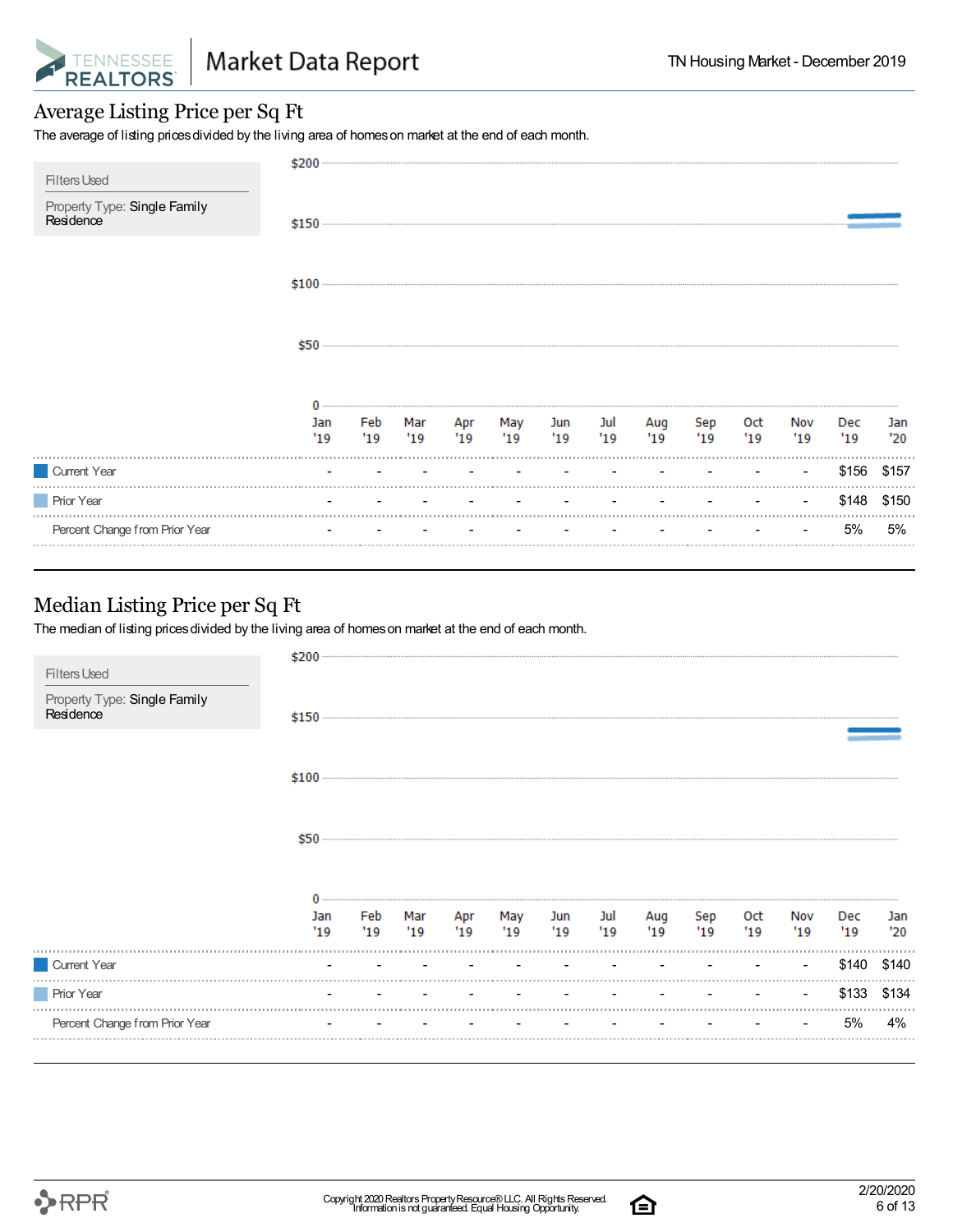## Average Listing Price per Sq Ft

The average of listing prices divided by the living area of homes on market at the end of each month.

Filters Used

Property Type: Single Family Residence

| | Jan '19 | Feb '19 | Mar '19 | Apr '19 | May '19 | Jun '19 | Jul '19 | Aug '19 | Sep '19 | Oct '19 | Nov '19 | Dec '19 | Jan '20 |
|---|---|---|---|---|---|---|---|---|---|---|---|---|---|
| Current Year | - | - | - | - | - | - | - | - | - | - | - | $156 | $157 |
| Prior Year | - | - | - | - | - | - | - | - | - | - | - | $148 | $150 |
| Percent Change from Prior Year | - | - | - | - | - | - | - | - | - | - | - | 5% | 5% |

## Median Listing Price per Sq Ft

The median of listing prices divided by the living area of homes on market at the end of each month.

Filters Used

Property Type: Single Family Residence

| | Jan '19 | Feb '19 | Mar '19 | Apr '19 | May '19 | Jun '19 | Jul '19 | Aug '19 | Sep '19 | Oct '19 | Nov '19 | Dec '19 | Jan '20 |
|---|---|---|---|---|---|---|---|---|---|---|---|---|---|
| Current Year | - | - | - | - | - | - | - | - | - | - | - | $140 | $140 |
| Prior Year | - | - | - | - | - | - | - | - | - | - | - | $133 | $134 |
| Percent Change from Prior Year | - | - | - | - | - | - | - | - | - | - | - | 5% | 4% |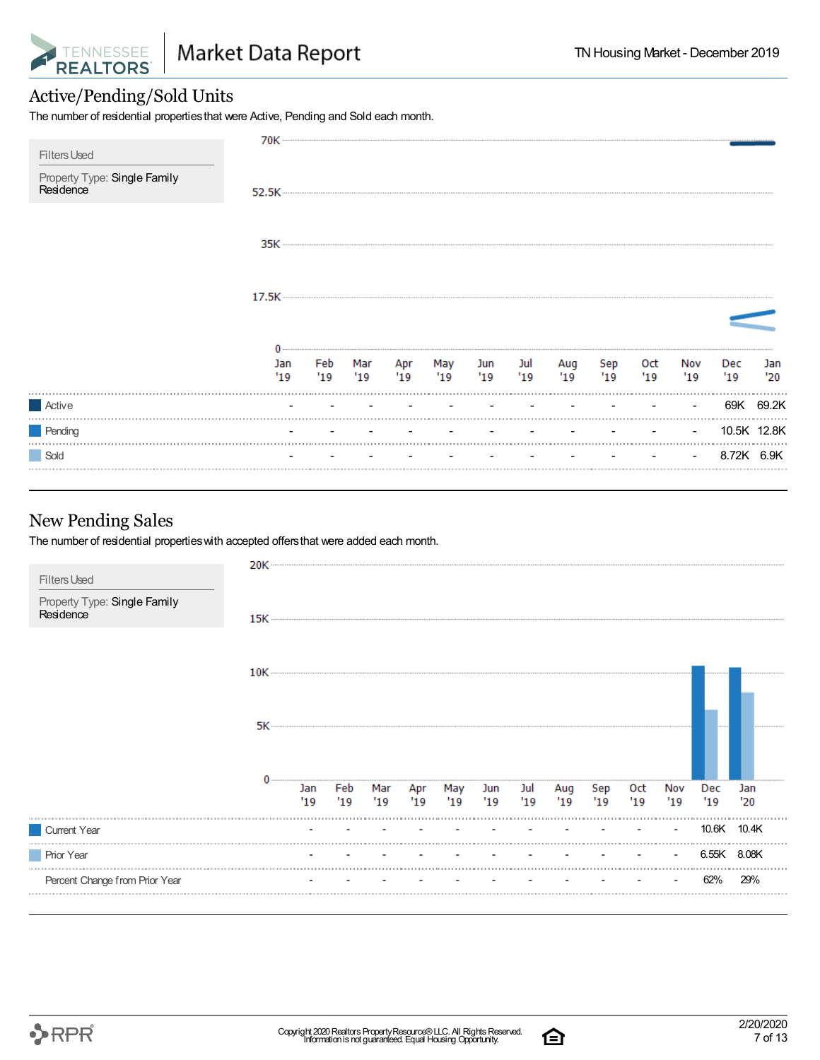## Active/Pending/Sold Units

The number of residential properties that were Active, Pending and Sold each month.

**Filters Used**

Property Type: Single Family Residence

| | Jan '19 | Feb '19 | Mar '19 | Apr '19 | May '19 | Jun '19 | Jul '19 | Aug '19 | Sep '19 | Oct '19 | Nov '19 | Dec '19 | Jan '20 |
|---|---|---|---|---|---|---|---|---|---|---|---|---|---|
| Active | - | - | - | - | - | - | - | - | - | - | - | 69K | 69.2K |
| Pending | - | - | - | - | - | - | - | - | - | - | - | 10.5K | 12.8K |
| Sold | - | - | - | - | - | - | - | - | - | - | - | 8.72K | 6.9K |

## New Pending Sales

The number of residential properties with accepted offers that were added each month.

**Filters Used**

Property Type: Single Family Residence

| | Jan '19 | Feb '19 | Mar '19 | Apr '19 | May '19 | Jun '19 | Jul '19 | Aug '19 | Sep '19 | Oct '19 | Nov '19 | Dec '19 | Jan '20 |
|---|---|---|---|---|---|---|---|---|---|---|---|---|---|
| Current Year | - | - | - | - | - | - | - | - | - | - | - | 10.6K | 10.4K |
| Prior Year | - | - | - | - | - | - | - | - | - | - | - | 6.55K | 8.08K |
| Percent Change from Prior Year | - | - | - | - | - | - | - | - | - | - | - | 62% | 29% |

Copyright 2020 Realtors Property Resource® LLC. All Rights Reserved. Information is not guaranteed. Equal Housing Opportunity.

2/20/2020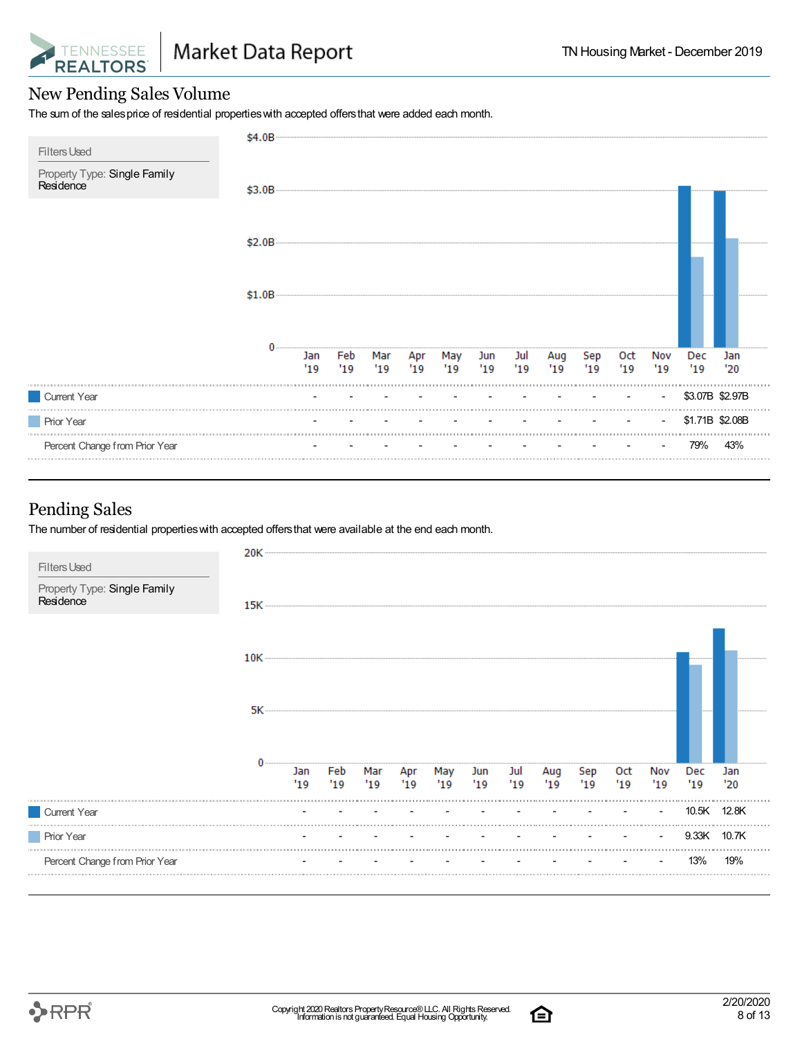## New Pending Sales Volume

The sum of the sales price of residential properties with accepted offers that were added each month.

**Filters Used**

Property Type: Single Family Residence

| | Jan '19 | Feb '19 | Mar '19 | Apr '19 | May '19 | Jun '19 | Jul '19 | Aug '19 | Sep '19 | Oct '19 | Nov '19 | Dec '19 | Jan '20 |
|---|---|---|---|---|---|---|---|---|---|---|---|---|---|
| Current Year | - | - | - | - | - | - | - | - | - | - | - | $3.07B | $2.97B |
| Prior Year | - | - | - | - | - | - | - | - | - | - | - | $1.71B | $2.08B |
| Percent Change from Prior Year | - | - | - | - | - | - | - | - | - | - | - | 79% | 43% |

## Pending Sales

The number of residential properties with accepted offers that were available at the end each month.

**Filters Used**

Property Type: Single Family Residence

| | Jan '19 | Feb '19 | Mar '19 | Apr '19 | May '19 | Jun '19 | Jul '19 | Aug '19 | Sep '19 | Oct '19 | Nov '19 | Dec '19 | Jan '20 |
|---|---|---|---|---|---|---|---|---|---|---|---|---|---|
| Current Year | - | - | - | - | - | - | - | - | - | - | - | 10.5K | 12.8K |
| Prior Year | - | - | - | - | - | - | - | - | - | - | - | 9.33K | 10.7K |
| Percent Change from Prior Year | - | - | - | - | - | - | - | - | - | - | - | 13% | 19% |

Copyright 2020 Realtors Property Resource® LLC. All Rights Reserved.
Information is not guaranteed. Equal Housing Opportunity.

2/20/2020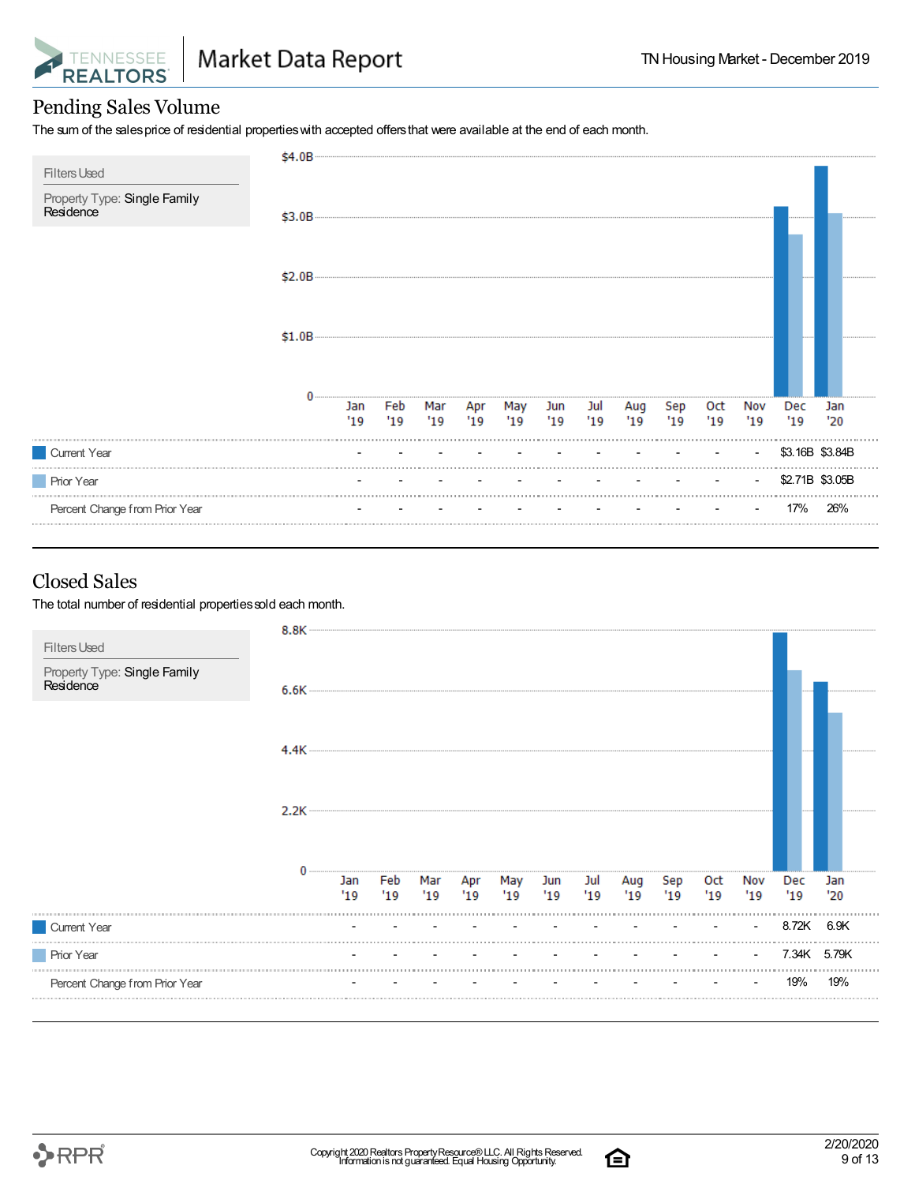## Pending Sales Volume

The sum of the sales price of residential properties with accepted offers that were available at the end of each month.

**Filters Used**

Property Type: Single Family Residence

| | Jan '19 | Feb '19 | Mar '19 | Apr '19 | May '19 | Jun '19 | Jul '19 | Aug '19 | Sep '19 | Oct '19 | Nov '19 | Dec '19 | Jan '20 |
|---|---|---|---|---|---|---|---|---|---|---|---|---|---|
| Current Year | - | - | - | - | - | - | - | - | - | - | - | $3.16B | $3.84B |
| Prior Year | - | - | - | - | - | - | - | - | - | - | - | $2.71B | $3.05B |
| Percent Change from Prior Year | - | - | - | - | - | - | - | - | - | - | - | 17% | 26% |

## Closed Sales

The total number of residential properties sold each month.

**Filters Used**

Property Type: Single Family Residence

| | Jan '19 | Feb '19 | Mar '19 | Apr '19 | May '19 | Jun '19 | Jul '19 | Aug '19 | Sep '19 | Oct '19 | Nov '19 | Dec '19 | Jan '20 |
|---|---|---|---|---|---|---|---|---|---|---|---|---|---|
| Current Year | - | - | - | - | - | - | - | - | - | - | - | 8.72K | 6.9K |
| Prior Year | - | - | - | - | - | - | - | - | - | - | - | 7.34K | 5.79K |
| Percent Change from Prior Year | - | - | - | - | - | - | - | - | - | - | - | 19% | 19% |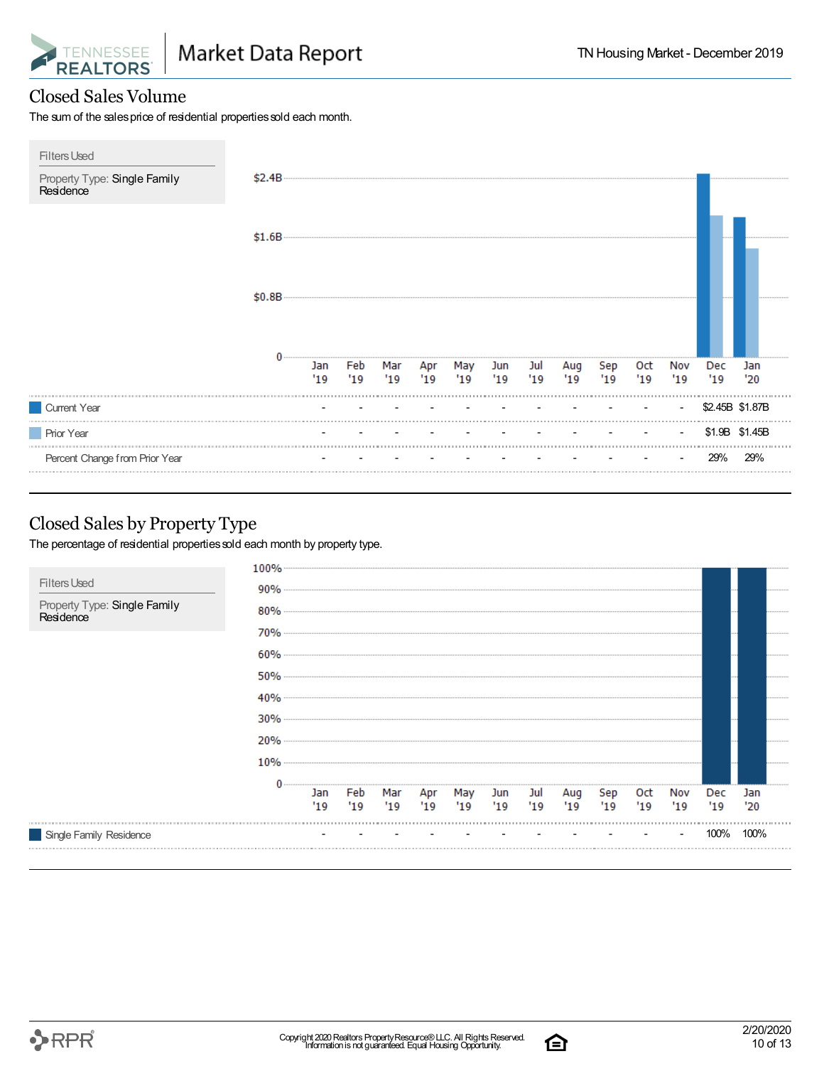## Closed Sales Volume

The sum of the sales price of residential properties sold each month.

**Filters Used**

Property Type: Single Family Residence

| | Jan '19 | Feb '19 | Mar '19 | Apr '19 | May '19 | Jun '19 | Jul '19 | Aug '19 | Sep '19 | Oct '19 | Nov '19 | Dec '19 | Jan '20 |
|---|---|---|---|---|---|---|---|---|---|---|---|---|---|
| Current Year | - | - | - | - | - | - | - | - | - | - | - | $2.45B | $1.87B |
| Prior Year | - | - | - | - | - | - | - | - | - | - | - | $1.9B | $1.45B |
| Percent Change from Prior Year | - | - | - | - | - | - | - | - | - | - | - | 29% | 29% |

## Closed Sales by Property Type

The percentage of residential properties sold each month by property type.

**Filters Used**

Property Type: Single Family Residence

| | Jan '19 | Feb '19 | Mar '19 | Apr '19 | May '19 | Jun '19 | Jul '19 | Aug '19 | Sep '19 | Oct '19 | Nov '19 | Dec '19 | Jan '20 |
|---|---|---|---|---|---|---|---|---|---|---|---|---|---|
| Single Family Residence | - | - | - | - | - | - | - | - | - | - | - | 100% | 100% |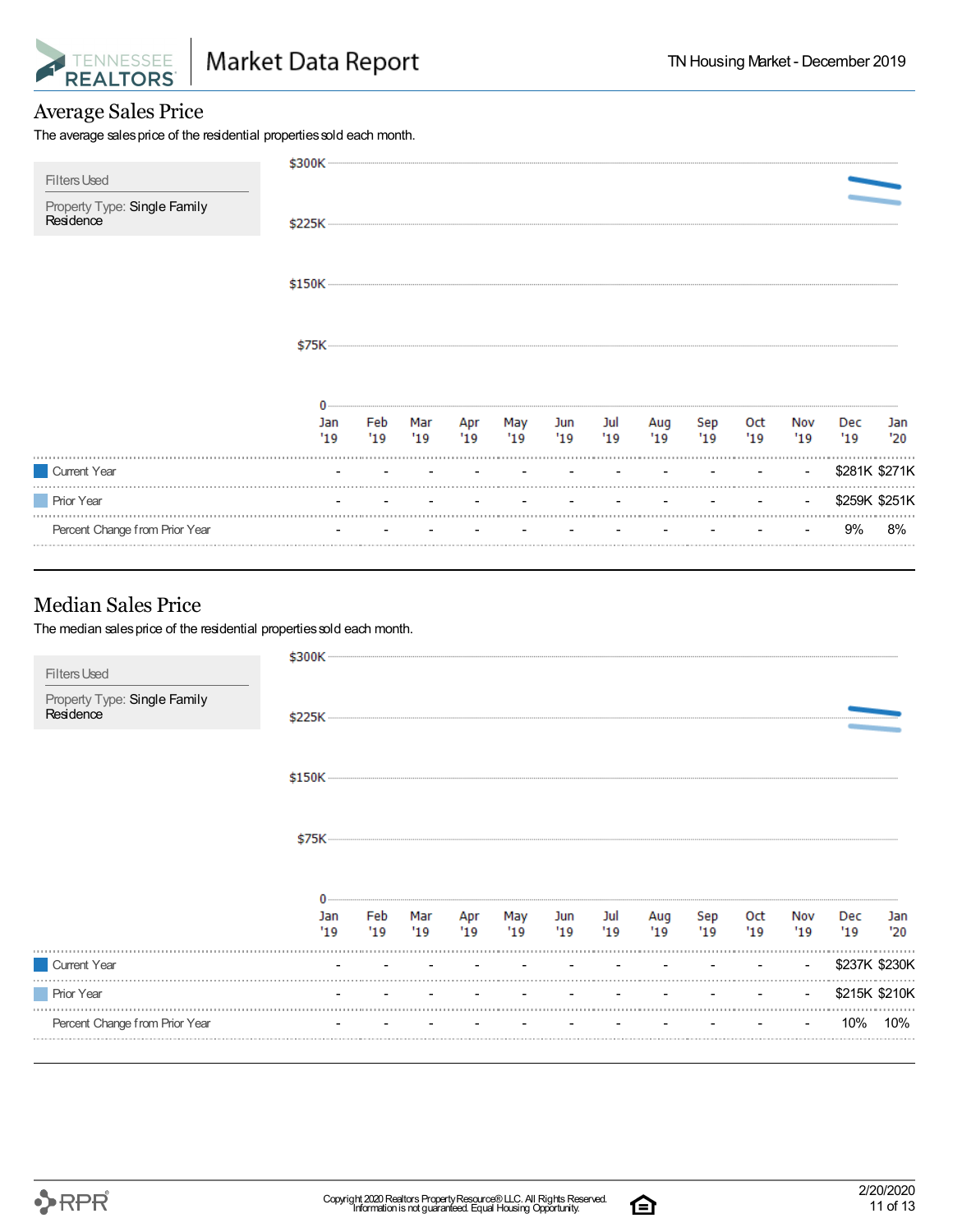## Average Sales Price

The average sales price of the residential properties sold each month.

Filters Used

Property Type: Single Family Residence

| | Jan '19 | Feb '19 | Mar '19 | Apr '19 | May '19 | Jun '19 | Jul '19 | Aug '19 | Sep '19 | Oct '19 | Nov '19 | Dec '19 | Jan '20 |
|---|---|---|---|---|---|---|---|---|---|---|---|---|---|
| Current Year | - | - | - | - | - | - | - | - | - | - | - | $281K | $271K |
| Prior Year | - | - | - | - | - | - | - | - | - | - | - | $259K | $251K |
| Percent Change from Prior Year | - | - | - | - | - | - | - | - | - | - | - | 9% | 8% |

## Median Sales Price

The median sales price of the residential properties sold each month.

Filters Used

Property Type: Single Family Residence

| | Jan '19 | Feb '19 | Mar '19 | Apr '19 | May '19 | Jun '19 | Jul '19 | Aug '19 | Sep '19 | Oct '19 | Nov '19 | Dec '19 | Jan '20 |
|---|---|---|---|---|---|---|---|---|---|---|---|---|---|
| Current Year | - | - | - | - | - | - | - | - | - | - | - | $237K | $230K |
| Prior Year | - | - | - | - | - | - | - | - | - | - | - | $215K | $210K |
| Percent Change from Prior Year | - | - | - | - | - | - | - | - | - | - | - | 10% | 10% |

Copyright 2020 Realtors Property Resource® LLC. All Rights Reserved.
Information is not guaranteed. Equal Housing Opportunity.

2/20/2020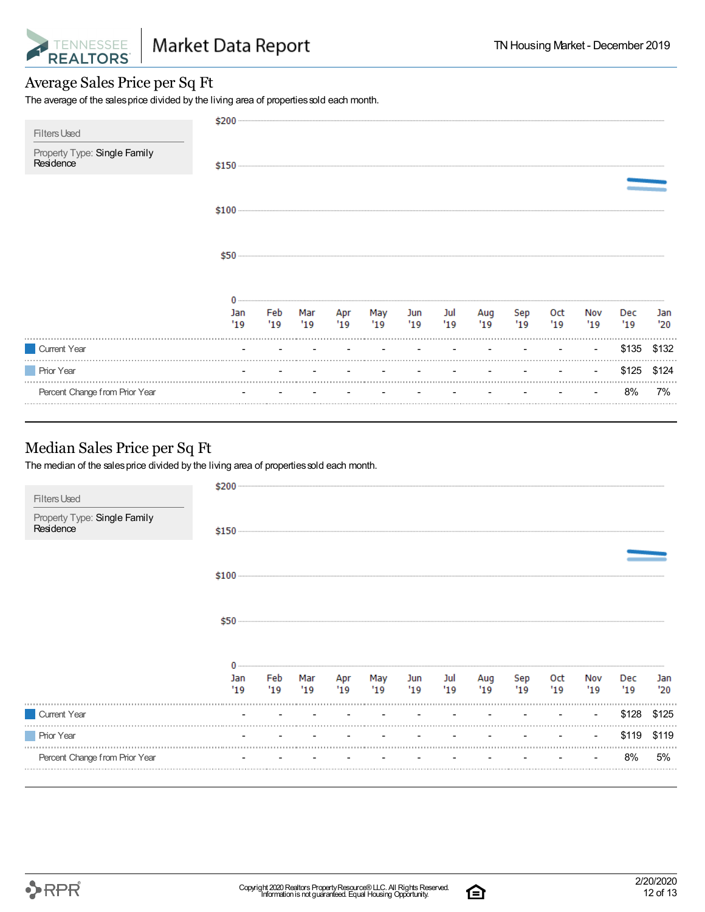## Average Sales Price per Sq Ft

The average of the sales price divided by the living area of properties sold each month.

Filters Used

Property Type: Single Family Residence

| | Jan '19 | Feb '19 | Mar '19 | Apr '19 | May '19 | Jun '19 | Jul '19 | Aug '19 | Sep '19 | Oct '19 | Nov '19 | Dec '19 | Jan '20 |
|---|---|---|---|---|---|---|---|---|---|---|---|---|---|
| Current Year | - | - | - | - | - | - | - | - | - | - | - | $135 | $132 |
| Prior Year | - | - | - | - | - | - | - | - | - | - | - | $125 | $124 |
| Percent Change from Prior Year | - | - | - | - | - | - | - | - | - | - | - | 8% | 7% |

## Median Sales Price per Sq Ft

The median of the sales price divided by the living area of properties sold each month.

Filters Used

Property Type: Single Family Residence

| | Jan '19 | Feb '19 | Mar '19 | Apr '19 | May '19 | Jun '19 | Jul '19 | Aug '19 | Sep '19 | Oct '19 | Nov '19 | Dec '19 | Jan '20 |
|---|---|---|---|---|---|---|---|---|---|---|---|---|---|
| Current Year | - | - | - | - | - | - | - | - | - | - | - | $128 | $125 |
| Prior Year | - | - | - | - | - | - | - | - | - | - | - | $119 | $119 |
| Percent Change from Prior Year | - | - | - | - | - | - | - | - | - | - | - | 8% | 5% |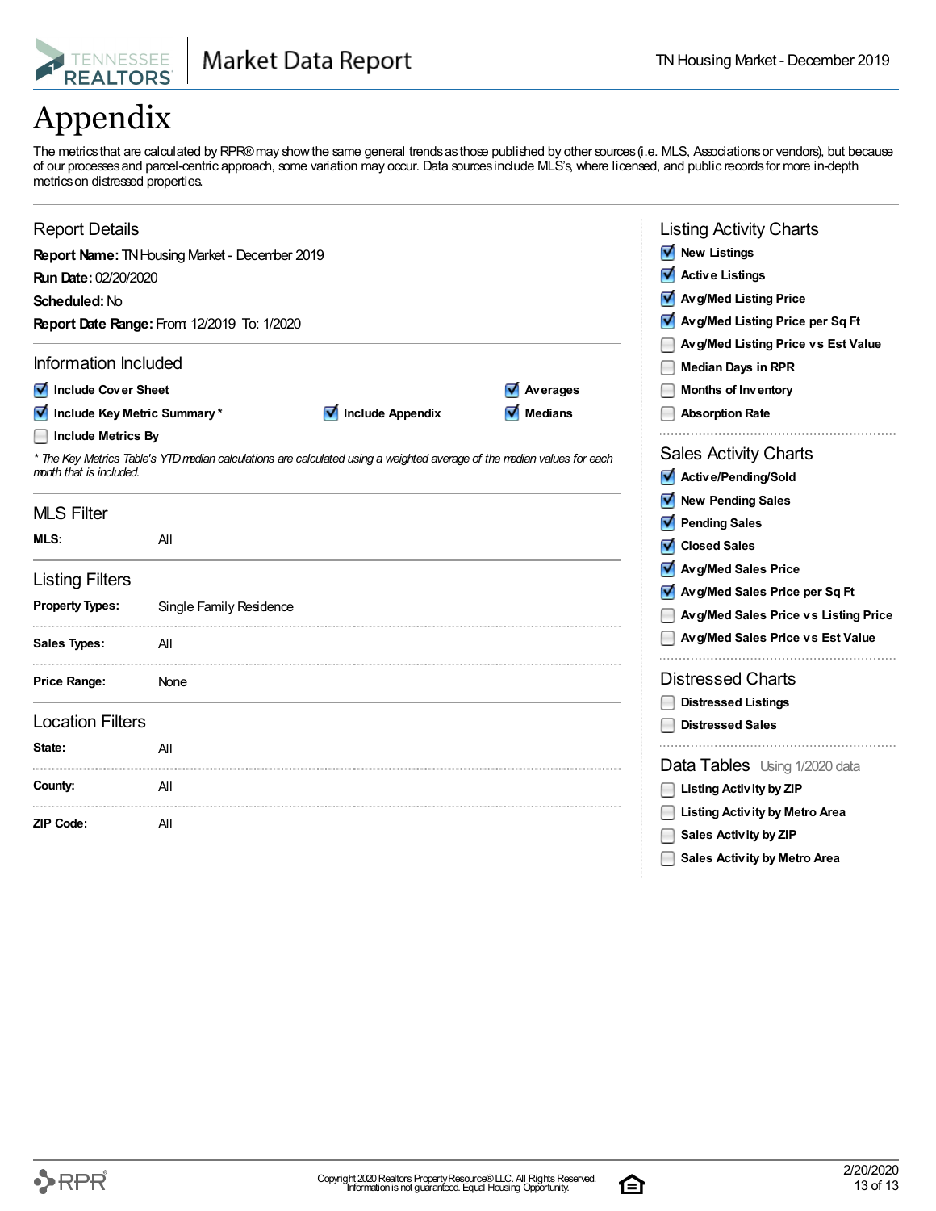# Appendix

The metrics that are calculated by RPR® may show the same general trends as those published by other sources (i.e. MLS, Associations or vendors), but because of our processes and parcel-centric approach, some variation may occur. Data sources include MLS's, where licensed, and public records for more in-depth metrics on distressed properties.

## Report Details

**Report Name:** TN Housing Market - December 2019

**Run Date:** 02/20/2020

**Scheduled:** No

**Report Date Range:** From: 12/2019 To: 1/2020

## Information Included

- [x] Include Cover Sheet
- [x] Include Key Metric Summary *
- [x] Include Appendix
- [x] Averages
- [x] Medians
- [ ] Include Metrics By

*\* The Key Metrics Table's YTD median calculations are calculated using a weighted average of the median values for each month that is included.*

## MLS Filter

| | |
|---|---|
| **MLS:** | All |

## Listing Filters

| | |
|---|---|
| **Property Types:** | Single Family Residence |
| **Sales Types:** | All |
| **Price Range:** | None |

## Location Filters

| | |
|---|---|
| **State:** | All |
| **County:** | All |
| **ZIP Code:** | All |

## Listing Activity Charts

- [x] New Listings
- [x] Active Listings
- [x] Avg/Med Listing Price
- [x] Avg/Med Listing Price per Sq Ft
- [ ] Avg/Med Listing Price vs Est Value
- [ ] Median Days in RPR
- [ ] Months of Inventory
- [ ] Absorption Rate

## Sales Activity Charts

- [x] Active/Pending/Sold
- [x] New Pending Sales
- [x] Pending Sales
- [x] Closed Sales
- [x] Avg/Med Sales Price
- [x] Avg/Med Sales Price per Sq Ft
- [ ] Avg/Med Sales Price vs Listing Price
- [ ] Avg/Med Sales Price vs Est Value

## Distressed Charts

- [ ] Distressed Listings
- [ ] Distressed Sales

## Data Tables Using 1/2020 data

- [ ] Listing Activity by ZIP
- [ ] Listing Activity by Metro Area
- [ ] Sales Activity by ZIP
- [ ] Sales Activity by Metro Area

Copyright 2020 Realtors Property Resource® LLC. All Rights Reserved. Information is not guaranteed. Equal Housing Opportunity.